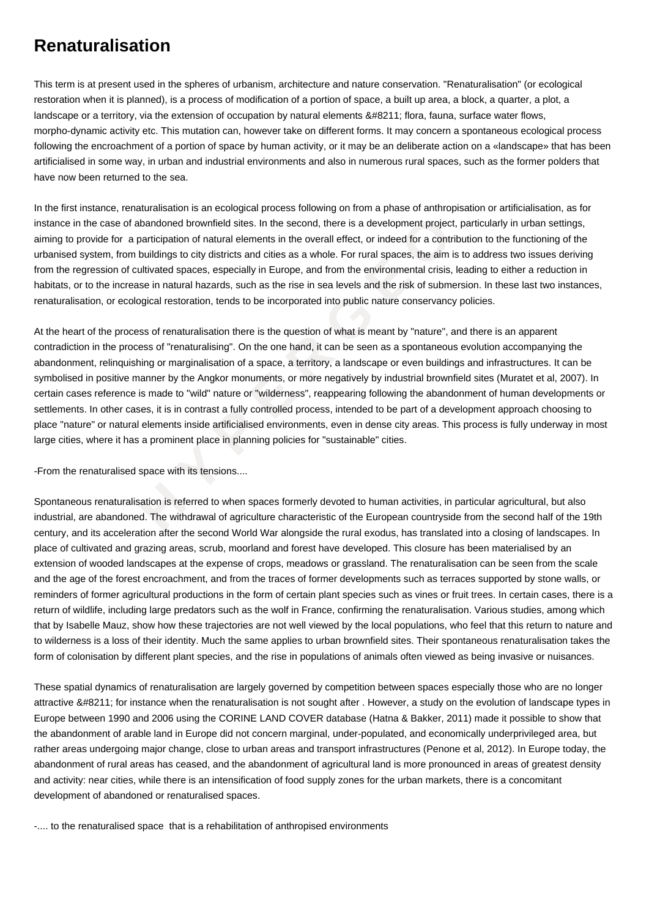# Renaturalisation

This term is at present used in the spheres of urbanism, architecture and nature conservation. "Renaturalisation" (or ecological restoration when it is planned), is a process of modification of a portion of space, a built up area, a block, a quarter, a plot, a landscape or a territory, via the extension of occupation by natural elements &#8211; flora, fauna, surface water flows, morpho-dynamic activity etc. This mutation can, however take on different forms. It may concern a spontaneous ecological process following the encroachment of a portion of space by human activity, or it may be an deliberate action on a «landscape» that has been artificialised in some way, in urban and industrial environments and also in numerous rural spaces, such as the former polders that have now been returned to the sea.

In the first instance, renaturalisation is an ecological process following on from a phase of anthropisation or artificialisation, as for instance in the case of abandoned brownfield sites. In the second, there is a development project, particularly in urban settings, aiming to provide for a participation of natural elements in the overall effect, or indeed for a contribution to the functioning of the urbanised system, from buildings to city districts and cities as a whole. For rural spaces, the aim is to address two issues deriving from the regression of cultivated spaces, especially in Europe, and from the environmental crisis, leading to either a reduction in habitats, or to the increase in natural hazards, such as the rise in sea levels and the risk of submersion. In these last two instances, renaturalisation, or ecological restoration, tends to be incorporated into public nature conservancy policies.

At the heart of the process of renaturalisation there is the question of what is meant by "nature", and there is an apparent contradiction in the process of "renaturalising". On the one hand, it can be seen as a spontaneous evolution accompanying the abandonment, relinquishing or marginalisation of a space, a territory, a landscape or even buildings and infrastructures. It can be symbolised in positive manner by the Angkor monuments, or more negatively by industrial brownfield sites (Muratet et al, 2007). In certain cases reference is made to "wild" nature or "wilderness", reappearing following the abandonment of human developments or settlements. In other cases, it is in contrast a fully controlled process, intended to be part of a development approach choosing to place "nature" or natural elements inside artificialised environments, even in dense city areas. This process is fully underway in most large cities, where it has a prominent place in planning policies for "sustainable" cities.

-From the renaturalised space with its tensions....

Spontaneous renaturalisation is referred to when spaces formerly devoted to human activities, in particular agricultural, but also industrial, are abandoned. The withdrawal of agriculture characteristic of the European countryside from the second half of the 19th century, and its acceleration after the second World War alongside the rural exodus, has translated into a closing of landscapes. In place of cultivated and grazing areas, scrub, moorland and forest have developed. This closure has been materialised by an extension of wooded landscapes at the expense of crops, meadows or grassland. The renaturalisation can be seen from the scale and the age of the forest encroachment, and from the traces of former developments such as terraces supported by stone walls, or reminders of former agricultural productions in the form of certain plant species such as vines or fruit trees. In certain cases, there is a return of wildlife, including large predators such as the wolf in France, confirming the renaturalisation. Various studies, among which that by Isabelle Mauz, show how these trajectories are not well viewed by the local populations, who feel that this return to nature and to wilderness is a loss of their identity. Much the same applies to urban brownfield sites. Their spontaneous renaturalisation takes the form of colonisation by different plant species, and the rise in populations of animals often viewed as being invasive or nuisances.

These spatial dynamics of renaturalisation are largely governed by competition between spaces especially those who are no longer attractive &#8211; for instance when the renaturalisation is not sought after . However, a study on the evolution of landscape types in Europe between 1990 and 2006 using the CORINE LAND COVER database (Hatna & Bakker, 2011) made it possible to show that the abandonment of arable land in Europe did not concern marginal, under-populated, and economically underprivileged area, but rather areas undergoing major change, close to urban areas and transport infrastructures (Penone et al, 2012). In Europe today, the abandonment of rural areas has ceased, and the abandonment of agricultural land is more pronounced in areas of greatest density and activity: near cities, while there is an intensification of food supply zones for the urban markets, there is a concomitant development of abandoned or renaturalised spaces.

-.... to the renaturalised space that is a rehabilitation of anthropised environments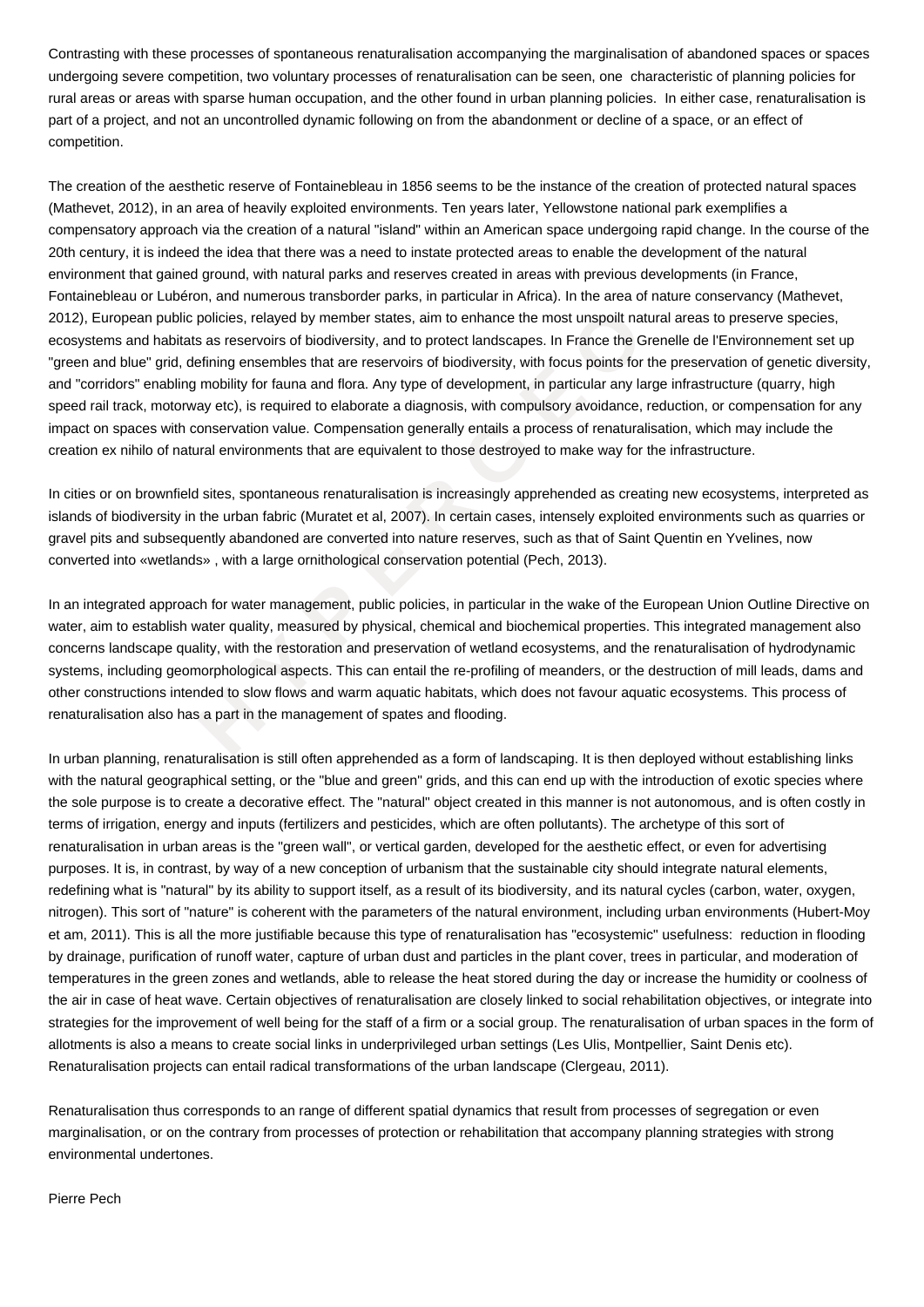Contrasting with these processes of spontaneous renaturalisation accompanying the marginalisation of abandoned spaces or spaces undergoing severe competition, two voluntary processes of renaturalisation can be seen, one characteristic of planning policies for rural areas or areas with sparse human occupation, and the other found in urban planning policies. In either case, renaturalisation is part of a project, and not an uncontrolled dynamic following on from the abandonment or decline of a space, or an effect of competition.

The creation of the aesthetic reserve of Fontainebleau in 1856 seems to be the instance of the creation of protected natural spaces (Mathevet, 2012), in an area of heavily exploited environments. Ten years later, Yellowstone national park exemplifies a compensatory approach via the creation of a natural "island" within an American space undergoing rapid change. In the course of the 20th century, it is indeed the idea that there was a need to instate protected areas to enable the development of the natural environment that gained ground, with natural parks and reserves created in areas with previous developments (in France, Fontainebleau or Lubéron, and numerous transborder parks, in particular in Africa). In the area of nature conservancy (Mathevet, 2012), European public policies, relayed by member states, aim to enhance the most unspoilt natural areas to preserve species, ecosystems and habitats as reservoirs of biodiversity, and to protect landscapes. In France the Grenelle de l'Environnement set up "green and blue" grid, defining ensembles that are reservoirs of biodiversity, with focus points for the preservation of genetic diversity, and "corridors" enabling mobility for fauna and flora. Any type of development, in particular any large infrastructure (quarry, high speed rail track, motorway etc), is required to elaborate a diagnosis, with compulsory avoidance, reduction, or compensation for any impact on spaces with conservation value. Compensation generally entails a process of renaturalisation, which may include the creation ex nihilo of natural environments that are equivalent to those destroyed to make way for the infrastructure.

In cities or on brownfield sites, spontaneous renaturalisation is increasingly apprehended as creating new ecosystems, interpreted as islands of biodiversity in the urban fabric (Muratet et al, 2007). In certain cases, intensely exploited environments such as quarries or gravel pits and subsequently abandoned are converted into nature reserves, such as that of Saint Quentin en Yvelines, now converted into «wetlands» , with a large ornithological conservation potential (Pech, 2013).

In an integrated approach for water management, public policies, in particular in the wake of the European Union Outline Directive on water, aim to establish water quality, measured by physical, chemical and biochemical properties. This integrated management also concerns landscape quality, with the restoration and preservation of wetland ecosystems, and the renaturalisation of hydrodynamic systems, including geomorphological aspects. This can entail the re-profiling of meanders, or the destruction of mill leads, dams and other constructions intended to slow flows and warm aquatic habitats, which does not favour aquatic ecosystems. This process of renaturalisation also has a part in the management of spates and flooding.

In urban planning, renaturalisation is still often apprehended as a form of landscaping. It is then deployed without establishing links with the natural geographical setting, or the "blue and green" grids, and this can end up with the introduction of exotic species where the sole purpose is to create a decorative effect. The "natural" object created in this manner is not autonomous, and is often costly in terms of irrigation, energy and inputs (fertilizers and pesticides, which are often pollutants). The archetype of this sort of renaturalisation in urban areas is the "green wall", or vertical garden, developed for the aesthetic effect, or even for advertising purposes. It is, in contrast, by way of a new conception of urbanism that the sustainable city should integrate natural elements, redefining what is "natural" by its ability to support itself, as a result of its biodiversity, and its natural cycles (carbon, water, oxygen, nitrogen). This sort of "nature" is coherent with the parameters of the natural environment, including urban environments (Hubert-Moy et am, 2011). This is all the more justifiable because this type of renaturalisation has "ecosystemic" usefulness: reduction in flooding by drainage, purification of runoff water, capture of urban dust and particles in the plant cover, trees in particular, and moderation of temperatures in the green zones and wetlands, able to release the heat stored during the day or increase the humidity or coolness of the air in case of heat wave. Certain objectives of renaturalisation are closely linked to social rehabilitation objectives, or integrate into strategies for the improvement of well being for the staff of a firm or a social group. The renaturalisation of urban spaces in the form of allotments is also a means to create social links in underprivileged urban settings (Les Ulis, Montpellier, Saint Denis etc). Renaturalisation projects can entail radical transformations of the urban landscape (Clergeau, 2011).

Renaturalisation thus corresponds to an range of different spatial dynamics that result from processes of segregation or even marginalisation, or on the contrary from processes of protection or rehabilitation that accompany planning strategies with strong environmental undertones.

Pierre Pech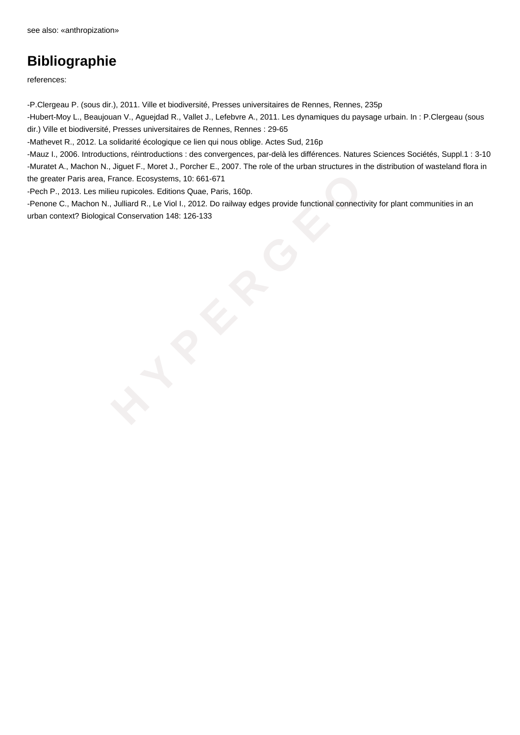see also: «anthropization»

## Bibliographie

references:

-P.Clergeau P. (sous dir.), 2011. Ville et biodiversité, Presses universitaires de Rennes, Rennes, 235p
-Hubert-Moy L., Beaujouan V., Aguejdad R., Vallet J., Lefebvre A., 2011. Les dynamiques du paysage urbain. In : P.Clergeau (sous dir.) Ville et biodiversité, Presses universitaires de Rennes, Rennes : 29-65
-Mathevet R., 2012. La solidarité écologique ce lien qui nous oblige. Actes Sud, 216p
-Mauz I., 2006. Introductions, réintroductions : des convergences, par-delà les différences. Natures Sciences Sociétés, Suppl.1 : 3-10
-Muratet A., Machon N., Jiguet F., Moret J., Porcher E., 2007. The role of the urban structures in the distribution of wasteland flora in the greater Paris area, France. Ecosystems, 10: 661-671
-Pech P., 2013. Les milieu rupicoles. Editions Quae, Paris, 160p.
-Penone C., Machon N., Julliard R., Le Viol I., 2012. Do railway edges provide functional connectivity for plant communities in an urban context? Biological Conservation 148: 126-133